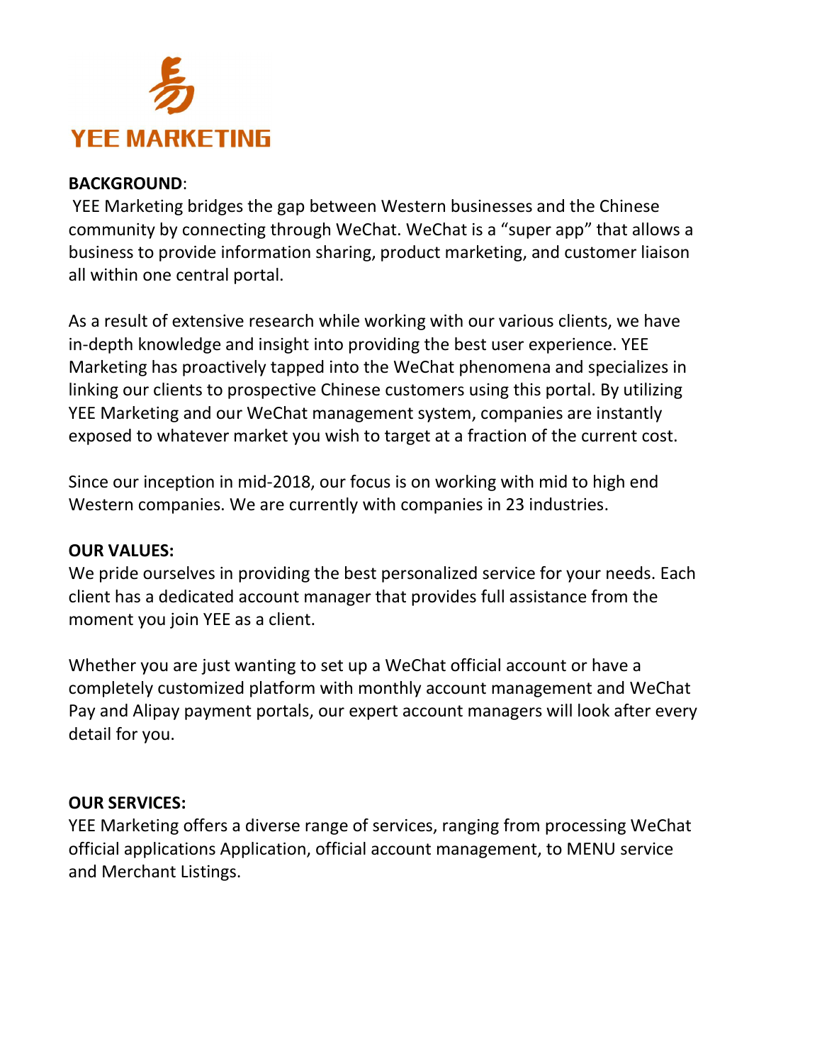易

YEE MARKETING

**BACKGROUND**:

YEE Marketing bridges the gap between Western businesses and the Chinese community by connecting through WeChat. WeChat is a “super app” that allows a business to provide information sharing, product marketing, and customer liaison all within one central portal.

As a result of extensive research while working with our various clients, we have in-depth knowledge and insight into providing the best user experience. YEE Marketing has proactively tapped into the WeChat phenomena and specializes in linking our clients to prospective Chinese customers using this portal. By utilizing YEE Marketing and our WeChat management system, companies are instantly exposed to whatever market you wish to target at a fraction of the current cost.

Since our inception in mid-2018, our focus is on working with mid to high end Western companies. We are currently with companies in 23 industries.

**OUR VALUES:**

We pride ourselves in providing the best personalized service for your needs. Each client has a dedicated account manager that provides full assistance from the moment you join YEE as a client.

Whether you are just wanting to set up a WeChat official account or have a completely customized platform with monthly account management and WeChat Pay and Alipay payment portals, our expert account managers will look after every detail for you.

**OUR SERVICES:**

YEE Marketing offers a diverse range of services, ranging from processing WeChat official applications Application, official account management, to MENU service and Merchant Listings.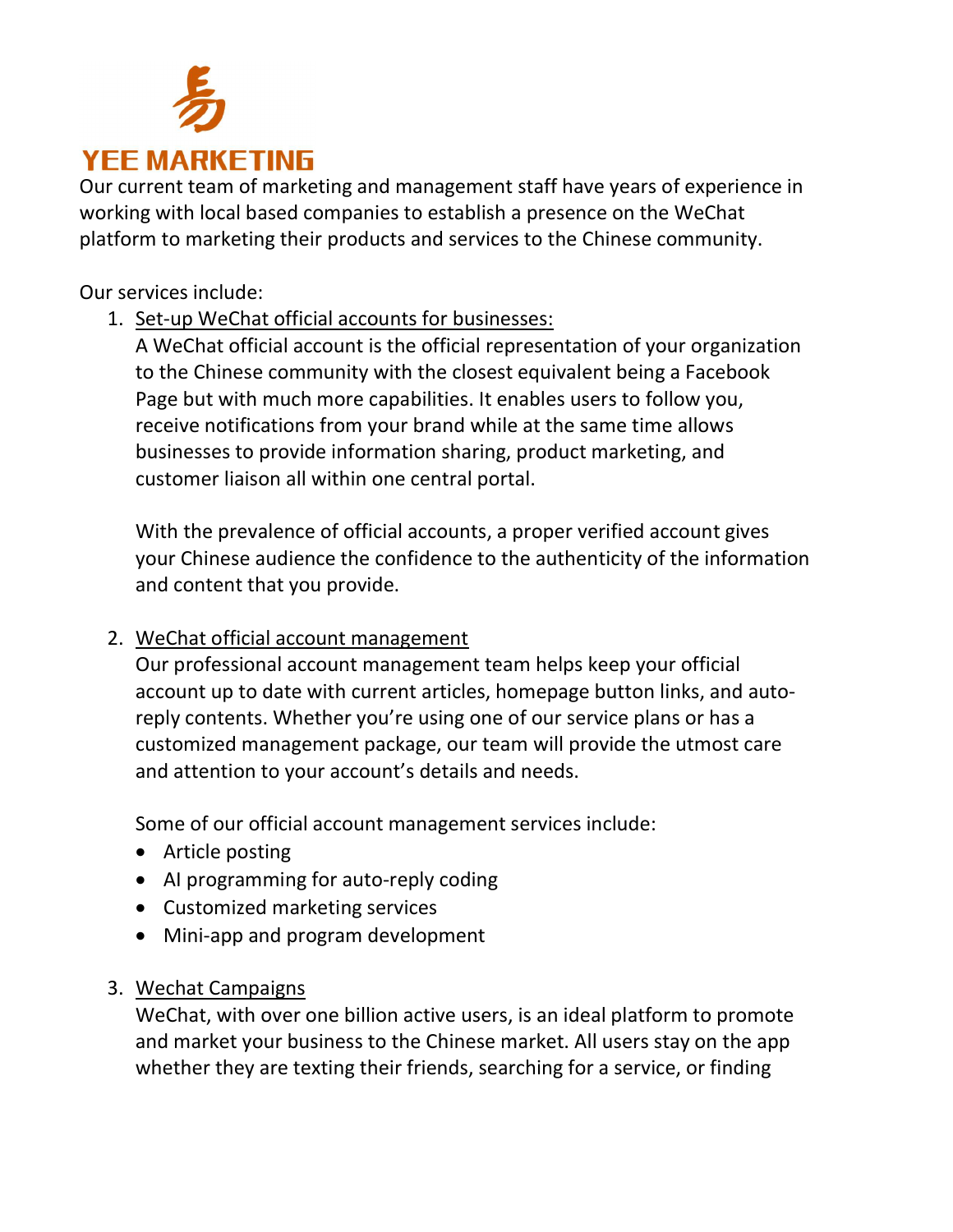# YEE MARKETING

Our current team of marketing and management staff have years of experience in working with local based companies to establish a presence on the WeChat platform to marketing their products and services to the Chinese community.

Our services include:

1. Set-up WeChat official accounts for businesses:

   A WeChat official account is the official representation of your organization to the Chinese community with the closest equivalent being a Facebook Page but with much more capabilities. It enables users to follow you, receive notifications from your brand while at the same time allows businesses to provide information sharing, product marketing, and customer liaison all within one central portal.

   With the prevalence of official accounts, a proper verified account gives your Chinese audience the confidence to the authenticity of the information and content that you provide.

2. WeChat official account management

   Our professional account management team helps keep your official account up to date with current articles, homepage button links, and auto-reply contents. Whether you're using one of our service plans or has a customized management package, our team will provide the utmost care and attention to your account's details and needs.

   Some of our official account management services include:

   - Article posting
   - AI programming for auto-reply coding
   - Customized marketing services
   - Mini-app and program development

3. Wechat Campaigns

   WeChat, with over one billion active users, is an ideal platform to promote and market your business to the Chinese market. All users stay on the app whether they are texting their friends, searching for a service, or finding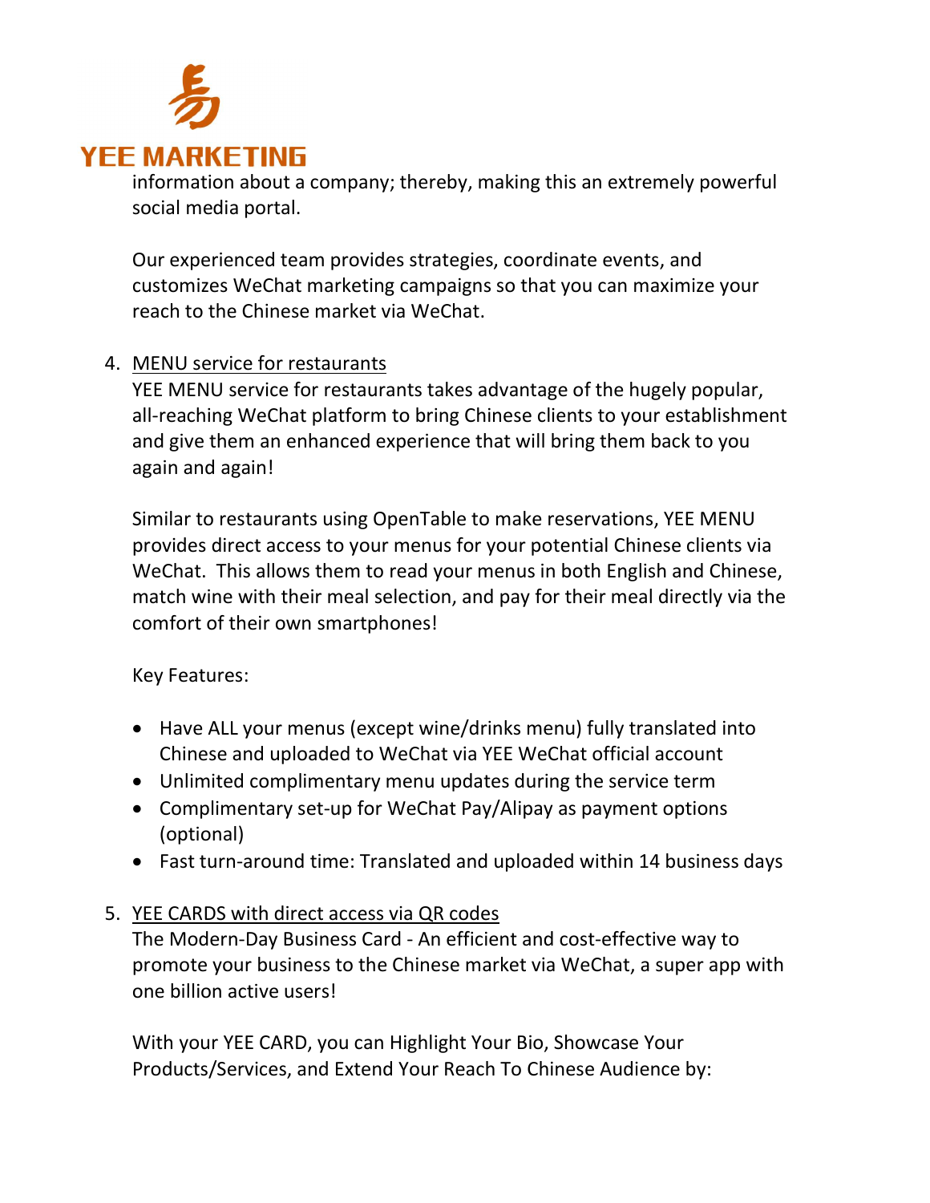information about a company; thereby, making this an extremely powerful social media portal.

Our experienced team provides strategies, coordinate events, and customizes WeChat marketing campaigns so that you can maximize your reach to the Chinese market via WeChat.

4. MENU service for restaurants

   YEE MENU service for restaurants takes advantage of the hugely popular, all-reaching WeChat platform to bring Chinese clients to your establishment and give them an enhanced experience that will bring them back to you again and again!

   Similar to restaurants using OpenTable to make reservations, YEE MENU provides direct access to your menus for your potential Chinese clients via WeChat. This allows them to read your menus in both English and Chinese, match wine with their meal selection, and pay for their meal directly via the comfort of their own smartphones!

   Key Features:

   - Have ALL your menus (except wine/drinks menu) fully translated into Chinese and uploaded to WeChat via YEE WeChat official account
   - Unlimited complimentary menu updates during the service term
   - Complimentary set-up for WeChat Pay/Alipay as payment options (optional)
   - Fast turn-around time: Translated and uploaded within 14 business days

5. YEE CARDS with direct access via QR codes

   The Modern-Day Business Card - An efficient and cost-effective way to promote your business to the Chinese market via WeChat, a super app with one billion active users!

   With your YEE CARD, you can Highlight Your Bio, Showcase Your Products/Services, and Extend Your Reach To Chinese Audience by: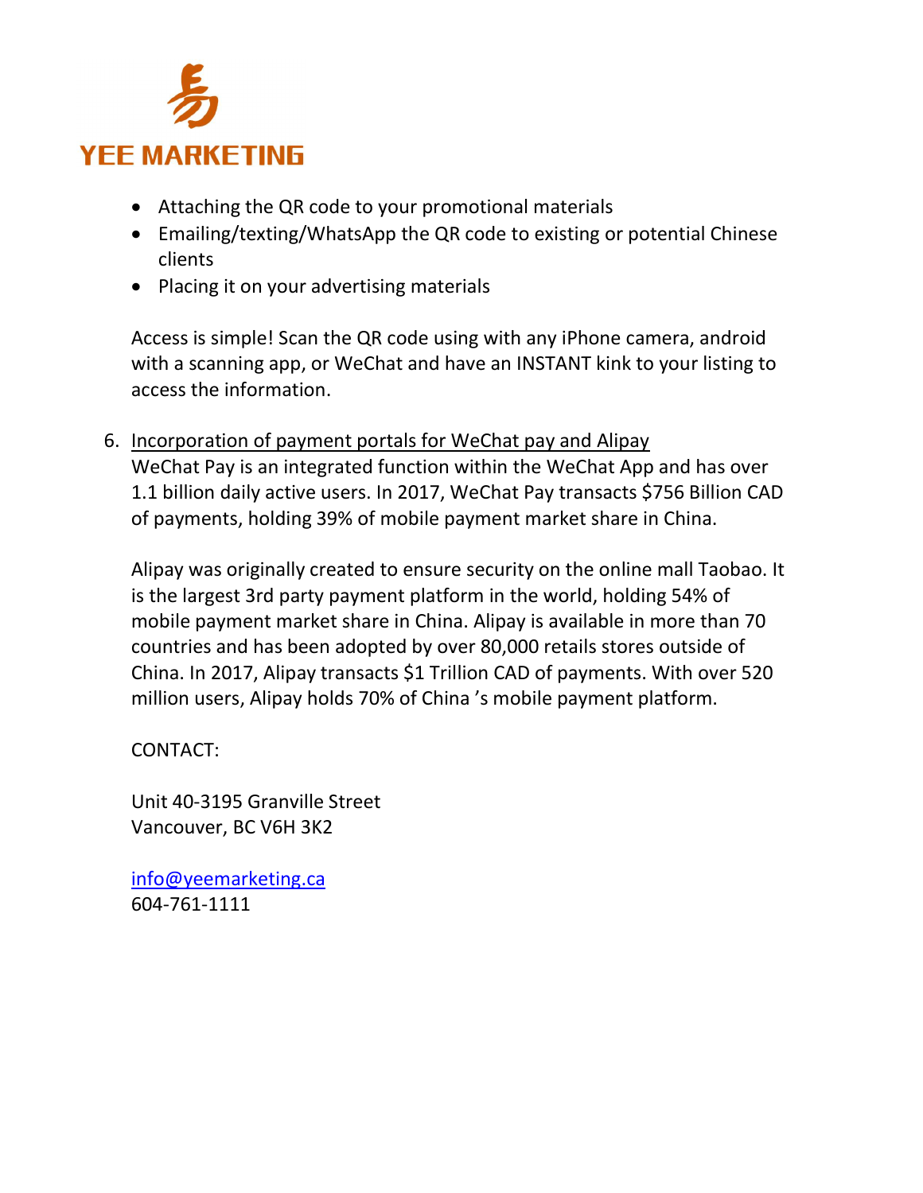易

YEE MARKETING

- Attaching the QR code to your promotional materials
- Emailing/texting/WhatsApp the QR code to existing or potential Chinese clients
- Placing it on your advertising materials

Access is simple! Scan the QR code using with any iPhone camera, android with a scanning app, or WeChat and have an INSTANT kink to your listing to access the information.

6. <u>Incorporation of payment portals for WeChat pay and Alipay</u>
   WeChat Pay is an integrated function within the WeChat App and has over 1.1 billion daily active users. In 2017, WeChat Pay transacts $756 Billion CAD of payments, holding 39% of mobile payment market share in China.

   Alipay was originally created to ensure security on the online mall Taobao. It is the largest 3rd party payment platform in the world, holding 54% of mobile payment market share in China. Alipay is available in more than 70 countries and has been adopted by over 80,000 retails stores outside of China. In 2017, Alipay transacts $1 Trillion CAD of payments. With over 520 million users, Alipay holds 70% of China 's mobile payment platform.

CONTACT:

Unit 40-3195 Granville Street
Vancouver, BC V6H 3K2

info@yeemarketing.ca
604-761-1111